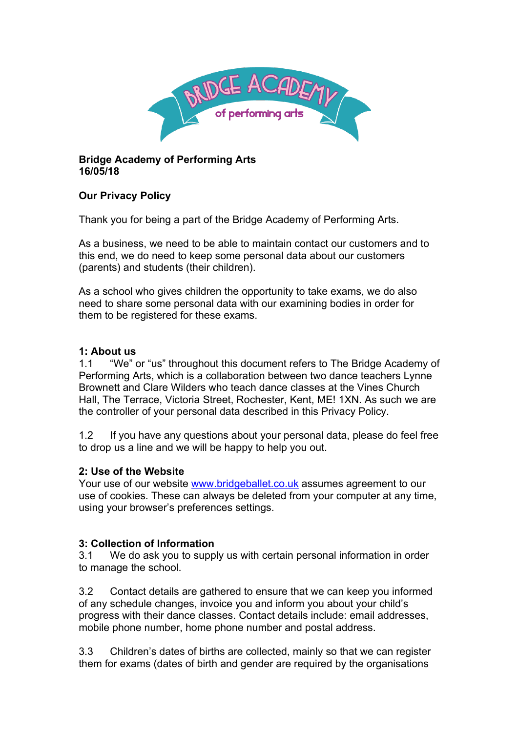**Bridge Academy of Performing Arts**
**16/05/18**

## Our Privacy Policy

Thank you for being a part of the Bridge Academy of Performing Arts.

As a business, we need to be able to maintain contact our customers and to this end, we do need to keep some personal data about our customers (parents) and students (their children).

As a school who gives children the opportunity to take exams, we do also need to share some personal data with our examining bodies in order for them to be registered for these exams.

### 1: About us

1.1 "We" or "us" throughout this document refers to The Bridge Academy of Performing Arts, which is a collaboration between two dance teachers Lynne Brownett and Clare Wilders who teach dance classes at the Vines Church Hall, The Terrace, Victoria Street, Rochester, Kent, ME! 1XN. As such we are the controller of your personal data described in this Privacy Policy.

1.2 If you have any questions about your personal data, please do feel free to drop us a line and we will be happy to help you out.

### 2: Use of the Website

Your use of our website [www.bridgeballet.co.uk](http://www.bridgeballet.co.uk) assumes agreement to our use of cookies. These can always be deleted from your computer at any time, using your browser's preferences settings.

### 3: Collection of Information

3.1 We do ask you to supply us with certain personal information in order to manage the school.

3.2 Contact details are gathered to ensure that we can keep you informed of any schedule changes, invoice you and inform you about your child's progress with their dance classes. Contact details include: email addresses, mobile phone number, home phone number and postal address.

3.3 Children's dates of births are collected, mainly so that we can register them for exams (dates of birth and gender are required by the organisations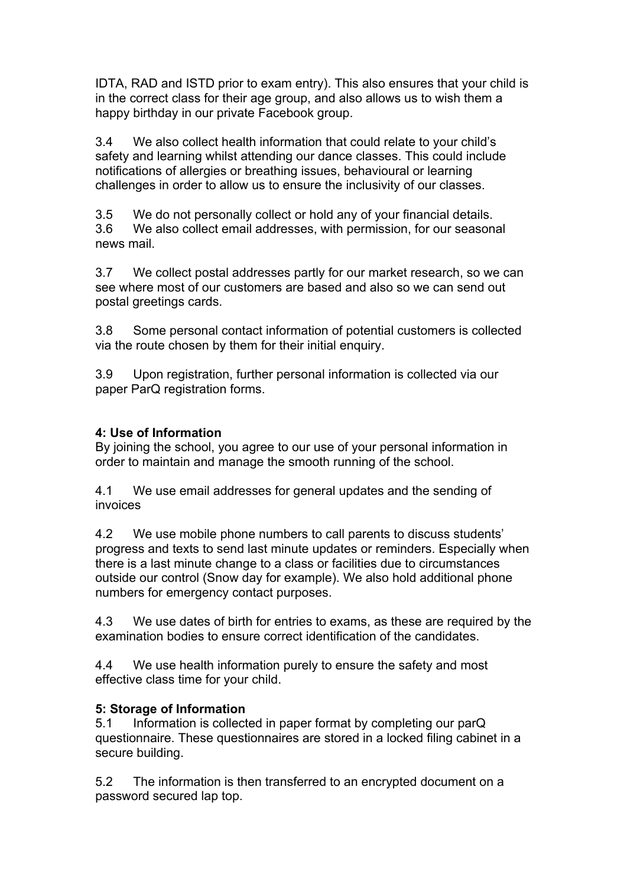IDTA, RAD and ISTD prior to exam entry). This also ensures that your child is in the correct class for their age group, and also allows us to wish them a happy birthday in our private Facebook group.

3.4 We also collect health information that could relate to your child's safety and learning whilst attending our dance classes. This could include notifications of allergies or breathing issues, behavioural or learning challenges in order to allow us to ensure the inclusivity of our classes.

3.5 We do not personally collect or hold any of your financial details.
3.6 We also collect email addresses, with permission, for our seasonal news mail.

3.7 We collect postal addresses partly for our market research, so we can see where most of our customers are based and also so we can send out postal greetings cards.

3.8 Some personal contact information of potential customers is collected via the route chosen by them for their initial enquiry.

3.9 Upon registration, further personal information is collected via our paper ParQ registration forms.

**4: Use of Information**
By joining the school, you agree to our use of your personal information in order to maintain and manage the smooth running of the school.

4.1 We use email addresses for general updates and the sending of invoices

4.2 We use mobile phone numbers to call parents to discuss students' progress and texts to send last minute updates or reminders. Especially when there is a last minute change to a class or facilities due to circumstances outside our control (Snow day for example). We also hold additional phone numbers for emergency contact purposes.

4.3 We use dates of birth for entries to exams, as these are required by the examination bodies to ensure correct identification of the candidates.

4.4 We use health information purely to ensure the safety and most effective class time for your child.

**5: Storage of Information**
5.1 Information is collected in paper format by completing our parQ questionnaire. These questionnaires are stored in a locked filing cabinet in a secure building.

5.2 The information is then transferred to an encrypted document on a password secured lap top.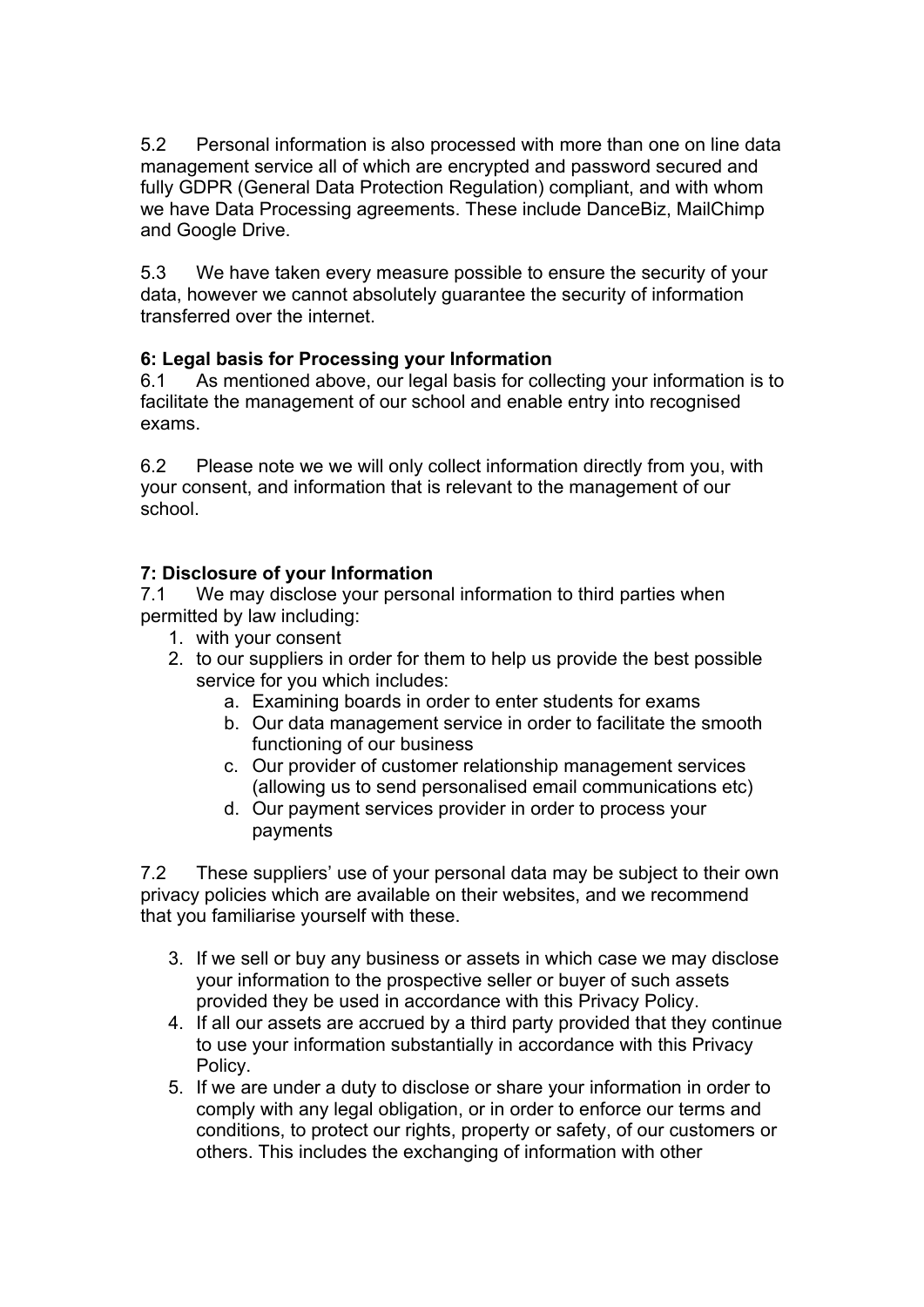5.2 Personal information is also processed with more than one on line data management service all of which are encrypted and password secured and fully GDPR (General Data Protection Regulation) compliant, and with whom we have Data Processing agreements. These include DanceBiz, MailChimp and Google Drive.

5.3 We have taken every measure possible to ensure the security of your data, however we cannot absolutely guarantee the security of information transferred over the internet.

**6: Legal basis for Processing your Information**

6.1 As mentioned above, our legal basis for collecting your information is to facilitate the management of our school and enable entry into recognised exams.

6.2 Please note we we will only collect information directly from you, with your consent, and information that is relevant to the management of our school.

**7: Disclosure of your Information**

7.1 We may disclose your personal information to third parties when permitted by law including:

1. with your consent
2. to our suppliers in order for them to help us provide the best possible service for you which includes:
    a. Examining boards in order to enter students for exams
    b. Our data management service in order to facilitate the smooth functioning of our business
    c. Our provider of customer relationship management services (allowing us to send personalised email communications etc)
    d. Our payment services provider in order to process your payments

7.2 These suppliers' use of your personal data may be subject to their own privacy policies which are available on their websites, and we recommend that you familiarise yourself with these.

3. If we sell or buy any business or assets in which case we may disclose your information to the prospective seller or buyer of such assets provided they be used in accordance with this Privacy Policy.
4. If all our assets are accrued by a third party provided that they continue to use your information substantially in accordance with this Privacy Policy.
5. If we are under a duty to disclose or share your information in order to comply with any legal obligation, or in order to enforce our terms and conditions, to protect our rights, property or safety, of our customers or others. This includes the exchanging of information with other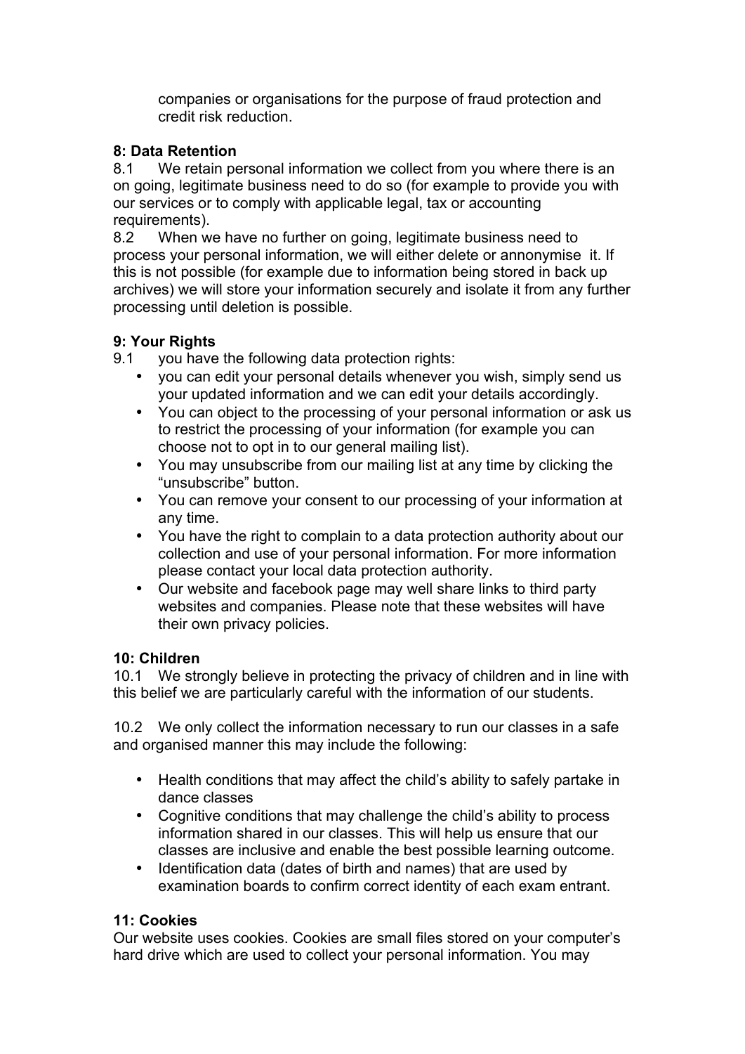companies or organisations for the purpose of fraud protection and credit risk reduction.

**8: Data Retention**

8.1 We retain personal information we collect from you where there is an on going, legitimate business need to do so (for example to provide you with our services or to comply with applicable legal, tax or accounting requirements).

8.2 When we have no further on going, legitimate business need to process your personal information, we will either delete or annonymise it. If this is not possible (for example due to information being stored in back up archives) we will store your information securely and isolate it from any further processing until deletion is possible.

**9: Your Rights**

9.1 you have the following data protection rights:

- you can edit your personal details whenever you wish, simply send us your updated information and we can edit your details accordingly.
- You can object to the processing of your personal information or ask us to restrict the processing of your information (for example you can choose not to opt in to our general mailing list).
- You may unsubscribe from our mailing list at any time by clicking the "unsubscribe" button.
- You can remove your consent to our processing of your information at any time.
- You have the right to complain to a data protection authority about our collection and use of your personal information. For more information please contact your local data protection authority.
- Our website and facebook page may well share links to third party websites and companies. Please note that these websites will have their own privacy policies.

**10: Children**

10.1 We strongly believe in protecting the privacy of children and in line with this belief we are particularly careful with the information of our students.

10.2 We only collect the information necessary to run our classes in a safe and organised manner this may include the following:

- Health conditions that may affect the child's ability to safely partake in dance classes
- Cognitive conditions that may challenge the child's ability to process information shared in our classes. This will help us ensure that our classes are inclusive and enable the best possible learning outcome.
- Identification data (dates of birth and names) that are used by examination boards to confirm correct identity of each exam entrant.

**11: Cookies**

Our website uses cookies. Cookies are small files stored on your computer's hard drive which are used to collect your personal information. You may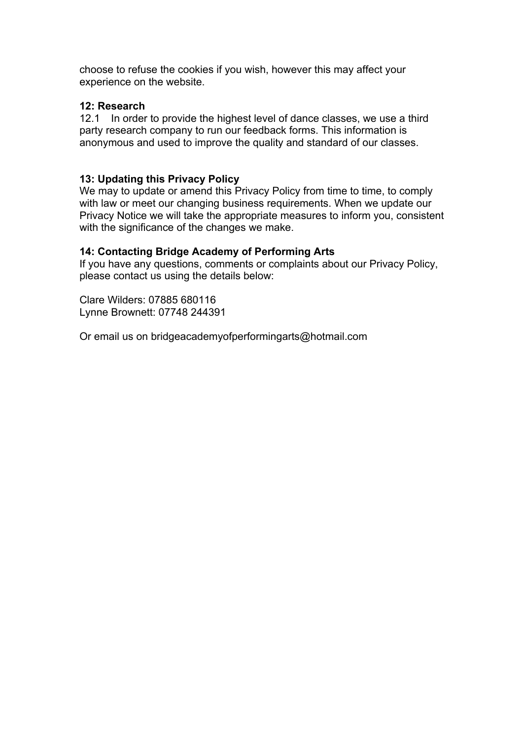choose to refuse the cookies if you wish, however this may affect your experience on the website.

**12: Research**

12.1 In order to provide the highest level of dance classes, we use a third party research company to run our feedback forms. This information is anonymous and used to improve the quality and standard of our classes.

**13: Updating this Privacy Policy**

We may to update or amend this Privacy Policy from time to time, to comply with law or meet our changing business requirements. When we update our Privacy Notice we will take the appropriate measures to inform you, consistent with the significance of the changes we make.

**14: Contacting Bridge Academy of Performing Arts**

If you have any questions, comments or complaints about our Privacy Policy, please contact us using the details below:

Clare Wilders: 07885 680116
Lynne Brownett: 07748 244391

Or email us on bridgeacademyofperformingarts@hotmail.com